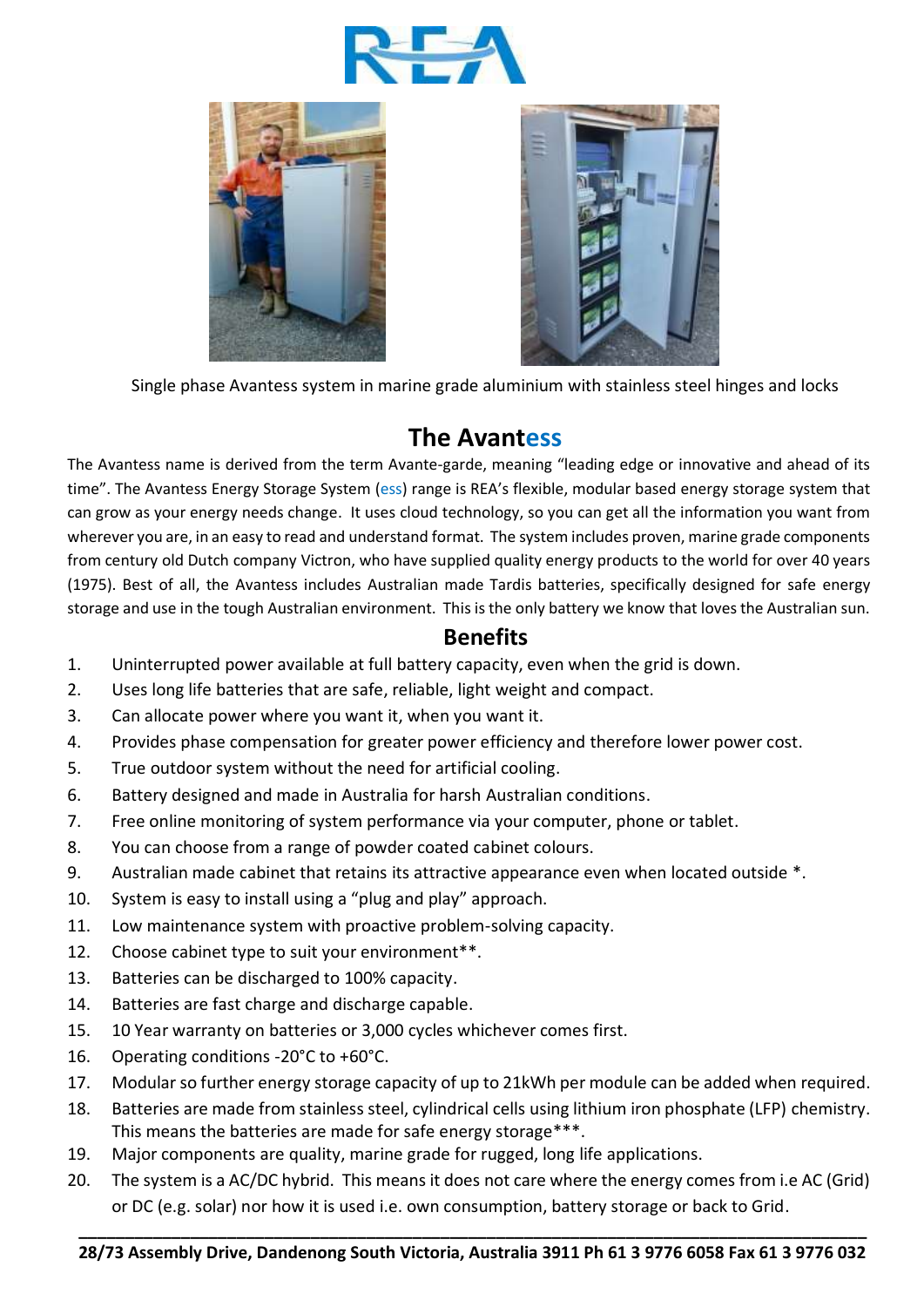Single phase Avantess system in marine grade aluminium with stainless steel hinges and locks

# The Avantess

The Avantess name is derived from the term Avante-garde, meaning "leading edge or innovative and ahead of its time". The Avantess Energy Storage System (ess) range is REA's flexible, modular based energy storage system that can grow as your energy needs change. It uses cloud technology, so you can get all the information you want from wherever you are, in an easy to read and understand format. The system includes proven, marine grade components from century old Dutch company Victron, who have supplied quality energy products to the world for over 40 years (1975). Best of all, the Avantess includes Australian made Tardis batteries, specifically designed for safe energy storage and use in the tough Australian environment. This is the only battery we know that loves the Australian sun.

## Benefits

1. Uninterrupted power available at full battery capacity, even when the grid is down.
2. Uses long life batteries that are safe, reliable, light weight and compact.
3. Can allocate power where you want it, when you want it.
4. Provides phase compensation for greater power efficiency and therefore lower power cost.
5. True outdoor system without the need for artificial cooling.
6. Battery designed and made in Australia for harsh Australian conditions.
7. Free online monitoring of system performance via your computer, phone or tablet.
8. You can choose from a range of powder coated cabinet colours.
9. Australian made cabinet that retains its attractive appearance even when located outside *.
10. System is easy to install using a "plug and play" approach.
11. Low maintenance system with proactive problem-solving capacity.
12. Choose cabinet type to suit your environment**.
13. Batteries can be discharged to 100% capacity.
14. Batteries are fast charge and discharge capable.
15. 10 Year warranty on batteries or 3,000 cycles whichever comes first.
16. Operating conditions -20°C to +60°C.
17. Modular so further energy storage capacity of up to 21kWh per module can be added when required.
18. Batteries are made from stainless steel, cylindrical cells using lithium iron phosphate (LFP) chemistry. This means the batteries are made for safe energy storage***.
19. Major components are quality, marine grade for rugged, long life applications.
20. The system is a AC/DC hybrid. This means it does not care where the energy comes from i.e AC (Grid) or DC (e.g. solar) nor how it is used i.e. own consumption, battery storage or back to Grid.

**28/73 Assembly Drive, Dandenong South Victoria, Australia 3911 Ph 61 3 9776 6058 Fax 61 3 9776 032**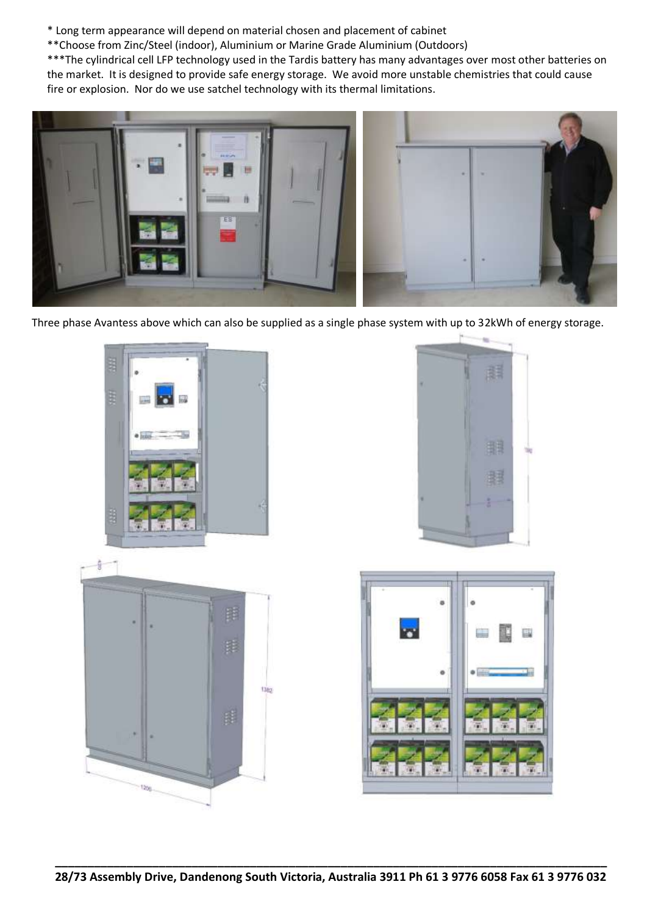* Long term appearance will depend on material chosen and placement of cabinet

**Choose from Zinc/Steel (indoor), Aluminium or Marine Grade Aluminium (Outdoors)

***The cylindrical cell LFP technology used in the Tardis battery has many advantages over most other batteries on the market. It is designed to provide safe energy storage. We avoid more unstable chemistries that could cause fire or explosion. Nor do we use satchel technology with its thermal limitations.

Three phase Avantess above which can also be supplied as a single phase system with up to 32kWh of energy storage.

28/73 Assembly Drive, Dandenong South Victoria, Australia 3911 Ph 61 3 9776 6058 Fax 61 3 9776 032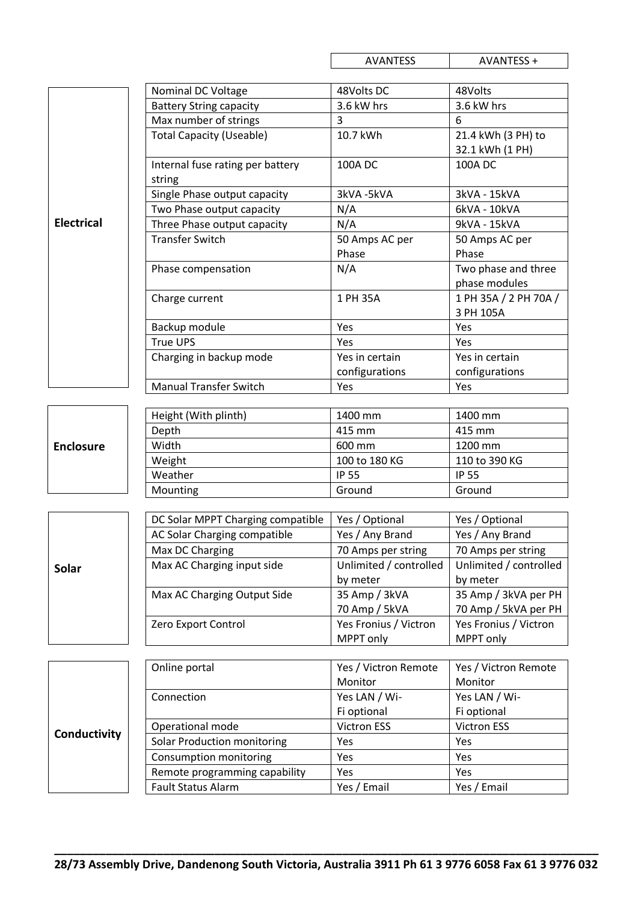| | | AVANTESS | AVANTESS + |
|---|---|---|---|
| **Electrical** | Nominal DC Voltage | 48Volts DC | 48Volts |
| | Battery String capacity | 3.6 kW hrs | 3.6 kW hrs |
| | Max number of strings | 3 | 6 |
| | Total Capacity (Useable) | 10.7 kWh | 21.4 kWh (3 PH) to 32.1 kWh (1 PH) |
| | Internal fuse rating per battery string | 100A DC | 100A DC |
| | Single Phase output capacity | 3kVA -5kVA | 3kVA - 15kVA |
| | Two Phase output capacity | N/A | 6kVA - 10kVA |
| | Three Phase output capacity | N/A | 9kVA - 15kVA |
| | Transfer Switch | 50 Amps AC per Phase | 50 Amps AC per Phase |
| | Phase compensation | N/A | Two phase and three phase modules |
| | Charge current | 1 PH 35A | 1 PH 35A / 2 PH 70A / 3 PH 105A |
| | Backup module | Yes | Yes |
| | True UPS | Yes | Yes |
| | Charging in backup mode | Yes in certain configurations | Yes in certain configurations |
| | Manual Transfer Switch | Yes | Yes |
| **Enclosure** | Height (With plinth) | 1400 mm | 1400 mm |
| | Depth | 415 mm | 415 mm |
| | Width | 600 mm | 1200 mm |
| | Weight | 100 to 180 KG | 110 to 390 KG |
| | Weather | IP 55 | IP 55 |
| | Mounting | Ground | Ground |
| **Solar** | DC Solar MPPT Charging compatible | Yes / Optional | Yes / Optional |
| | AC Solar Charging compatible | Yes / Any Brand | Yes / Any Brand |
| | Max DC Charging | 70 Amps per string | 70 Amps per string |
| | Max AC Charging input side | Unlimited / controlled by meter | Unlimited / controlled by meter |
| | Max AC Charging Output Side | 35 Amp / 3kVA<br>70 Amp / 5kVA | 35 Amp / 3kVA per PH<br>70 Amp / 5kVA per PH |
| | Zero Export Control | Yes Fronius / Victron MPPT only | Yes Fronius / Victron MPPT only |
| **Conductivity** | Online portal | Yes / Victron Remote Monitor | Yes / Victron Remote Monitor |
| | Connection | Yes LAN / Wi-Fi optional | Yes LAN / Wi-Fi optional |
| | Operational mode | Victron ESS | Victron ESS |
| | Solar Production monitoring | Yes | Yes |
| | Consumption monitoring | Yes | Yes |
| | Remote programming capability | Yes | Yes |
| | Fault Status Alarm | Yes / Email | Yes / Email |

**28/73 Assembly Drive, Dandenong South Victoria, Australia 3911 Ph 61 3 9776 6058 Fax 61 3 9776 032**